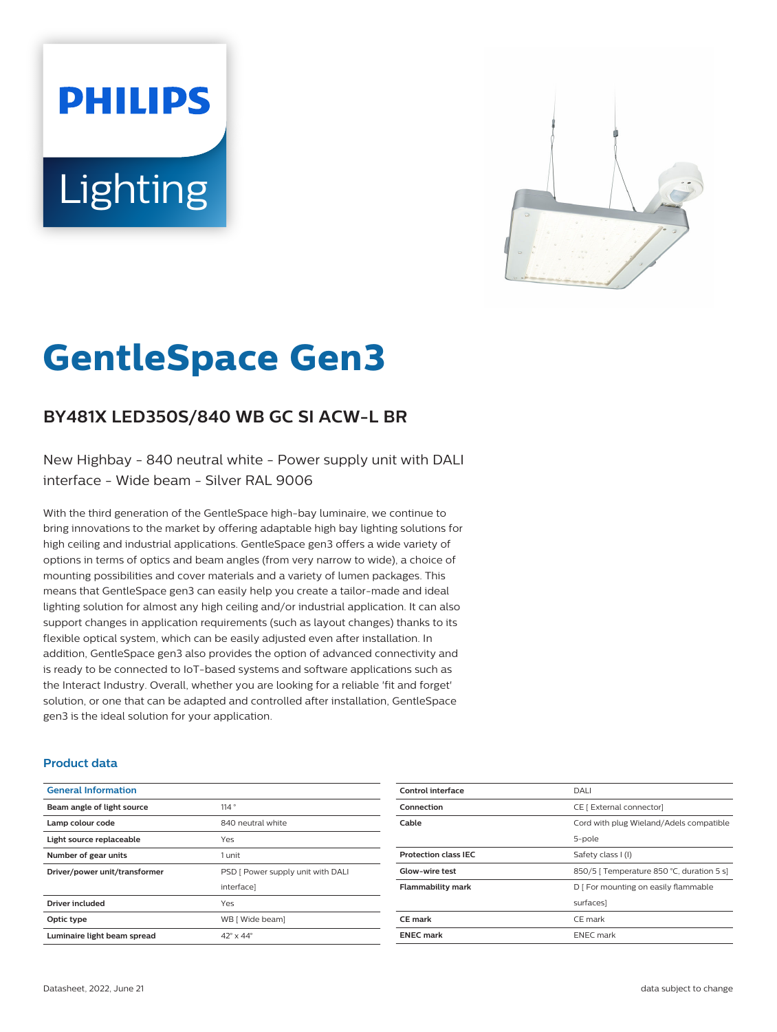PHILIPS

Lighting

# GentleSpace Gen3

## BY481X LED350S/840 WB GC SI ACW-L BR

New Highbay - 840 neutral white - Power supply unit with DALI interface - Wide beam - Silver RAL 9006

With the third generation of the GentleSpace high-bay luminaire, we continue to bring innovations to the market by offering adaptable high bay lighting solutions for high ceiling and industrial applications. GentleSpace gen3 offers a wide variety of options in terms of optics and beam angles (from very narrow to wide), a choice of mounting possibilities and cover materials and a variety of lumen packages. This means that GentleSpace gen3 can easily help you create a tailor-made and ideal lighting solution for almost any high ceiling and/or industrial application. It can also support changes in application requirements (such as layout changes) thanks to its flexible optical system, which can be easily adjusted even after installation. In addition, GentleSpace gen3 also provides the option of advanced connectivity and is ready to be connected to IoT-based systems and software applications such as the Interact Industry. Overall, whether you are looking for a reliable 'fit and forget' solution, or one that can be adapted and controlled after installation, GentleSpace gen3 is the ideal solution for your application.

### Product data

| General Information | |
|---|---|
| Beam angle of light source | 114 ° |
| Lamp colour code | 840 neutral white |
| Light source replaceable | Yes |
| Number of gear units | 1 unit |
| Driver/power unit/transformer | PSD [ Power supply unit with DALI interface] |
| Driver included | Yes |
| Optic type | WB [ Wide beam] |
| Luminaire light beam spread | 42° x 44° |

| | |
|---|---|
| Control interface | DALI |
| Connection | CE [ External connector] |
| Cable | Cord with plug Wieland/Adels compatible 5-pole |
| Protection class IEC | Safety class I (I) |
| Glow-wire test | 850/5 [ Temperature 850 °C, duration 5 s] |
| Flammability mark | D [ For mounting on easily flammable surfaces] |
| CE mark | CE mark |
| ENEC mark | ENEC mark |

Datasheet, 2022, June 21

data subject to change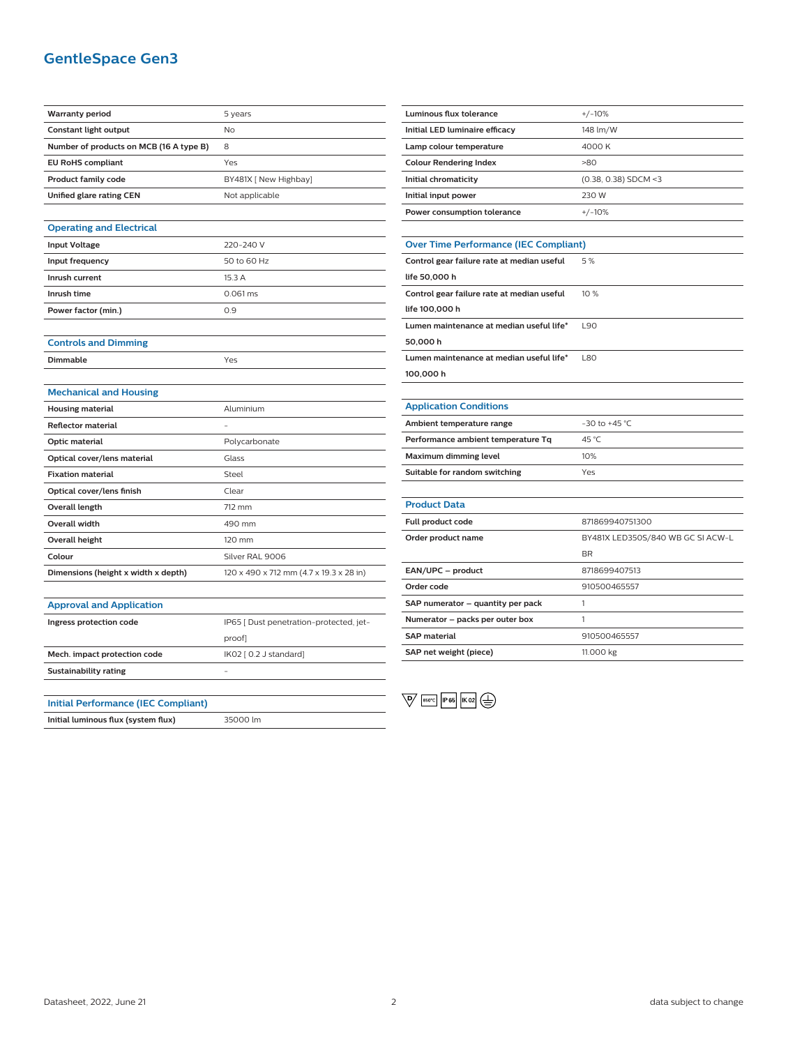# GentleSpace Gen3

| | |
|---|---|
| **Warranty period** | 5 years |
| **Constant light output** | No |
| **Number of products on MCB (16 A type B)** | 8 |
| **EU RoHS compliant** | Yes |
| **Product family code** | BY481X [ New Highbay] |
| **Unified glare rating CEN** | Not applicable |

## Operating and Electrical

| | |
|---|---|
| **Input Voltage** | 220-240 V |
| **Input frequency** | 50 to 60 Hz |
| **Inrush current** | 15.3 A |
| **Inrush time** | 0.061 ms |
| **Power factor (min.)** | 0.9 |

## Controls and Dimming

| | |
|---|---|
| **Dimmable** | Yes |

## Mechanical and Housing

| | |
|---|---|
| **Housing material** | Aluminium |
| **Reflector material** | - |
| **Optic material** | Polycarbonate |
| **Optical cover/lens material** | Glass |
| **Fixation material** | Steel |
| **Optical cover/lens finish** | Clear |
| **Overall length** | 712 mm |
| **Overall width** | 490 mm |
| **Overall height** | 120 mm |
| **Colour** | Silver RAL 9006 |
| **Dimensions (height x width x depth)** | 120 x 490 x 712 mm (4.7 x 19.3 x 28 in) |

## Approval and Application

| | |
|---|---|
| **Ingress protection code** | IP65 [ Dust penetration-protected, jet-proof] |
| **Mech. impact protection code** | IK02 [ 0.2 J standard] |
| **Sustainability rating** | - |

## Initial Performance (IEC Compliant)

| | |
|---|---|
| **Initial luminous flux (system flux)** | 35000 lm |
| **Luminous flux tolerance** | +/-10% |
| **Initial LED luminaire efficacy** | 148 lm/W |
| **Lamp colour temperature** | 4000 K |
| **Colour Rendering Index** | >80 |
| **Initial chromaticity** | (0.38, 0.38) SDCM <3 |
| **Initial input power** | 230 W |
| **Power consumption tolerance** | +/-10% |

## Over Time Performance (IEC Compliant)

| | |
|---|---|
| **Control gear failure rate at median useful life 50,000 h** | 5 % |
| **Control gear failure rate at median useful life 100,000 h** | 10 % |
| **Lumen maintenance at median useful life* 50,000 h** | L90 |
| **Lumen maintenance at median useful life* 100,000 h** | L80 |

## Application Conditions

| | |
|---|---|
| **Ambient temperature range** | -30 to +45 °C |
| **Performance ambient temperature Tq** | 45 °C |
| **Maximum dimming level** | 10% |
| **Suitable for random switching** | Yes |

## Product Data

| | |
|---|---|
| **Full product code** | 871869940751300 |
| **Order product name** | BY481X LED350S/840 WB GC SI ACW-L BR |
| **EAN/UPC – product** | 8718699407513 |
| **Order code** | 910500465557 |
| **SAP numerator – quantity per pack** | 1 |
| **Numerator – packs per outer box** | 1 |
| **SAP material** | 910500465557 |
| **SAP net weight (piece)** | 11.000 kg |

D 850°C IP65 IK02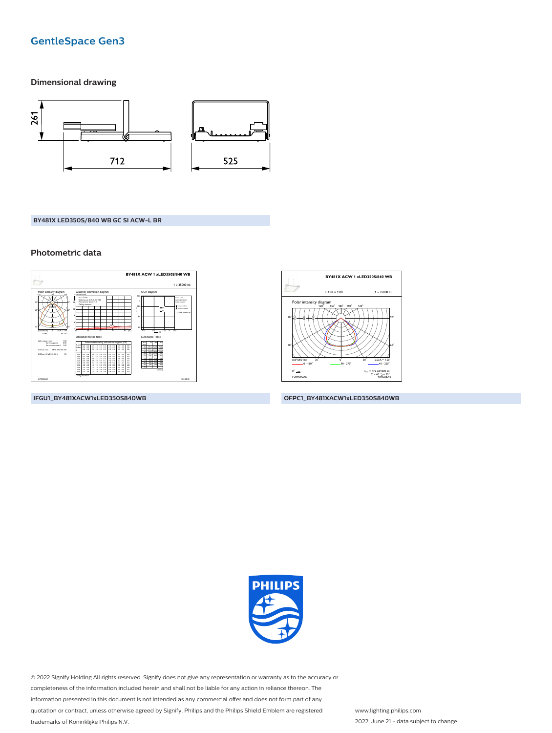## GentleSpace Gen3

### Dimensional drawing

261

712

525

BY481X LED350S/840 WB GC SI ACW-L BR

### Photometric data

IFGU1_BY481XACW1xLED350S840WB

OFPC1_BY481XACW1xLED350S840WB

© 2022 Signify Holding All rights reserved. Signify does not give any representation or warranty as to the accuracy or completeness of the information included herein and shall not be liable for any action in reliance thereon. The information presented in this document is not intended as any commercial offer and does not form part of any quotation or contract, unless otherwise agreed by Signify. Philips and the Philips Shield Emblem are registered trademarks of Koninklijke Philips N.V.

www.lighting.philips.com

2022, June 21 - data subject to change